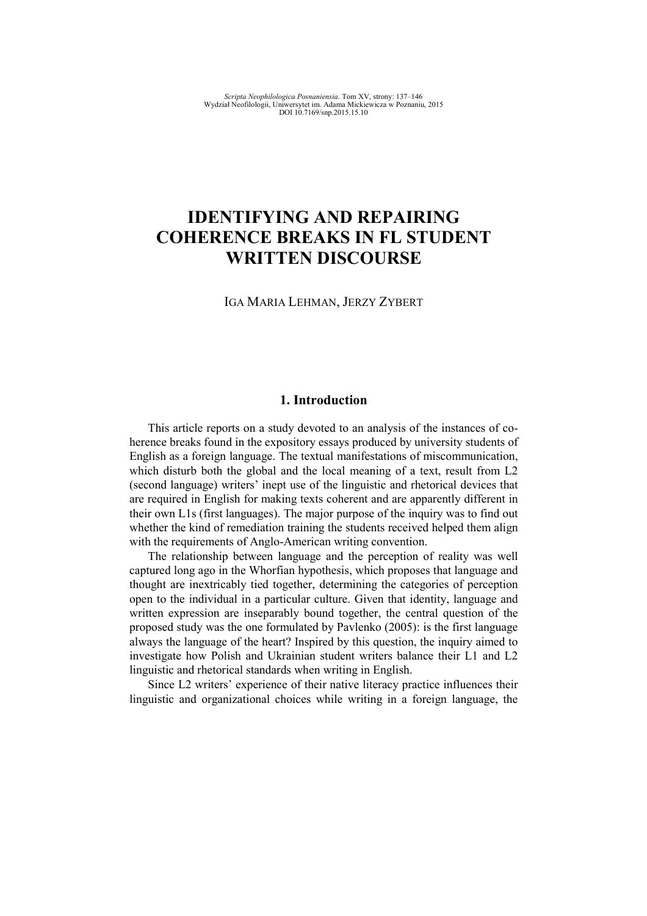# IDENTIFYING AND REPAIRING COHERENCE BREAKS IN FL STUDENT WRITTEN DISCOURSE

IGA MARIA LEHMAN, JERZY ZYBERT

## 1. Introduction

This article reports on a study devoted to an analysis of the instances of coherence breaks found in the expository essays produced by university students of English as a foreign language. The textual manifestations of miscommunication, which disturb both the global and the local meaning of a text, result from L2 (second language) writers' inept use of the linguistic and rhetorical devices that are required in English for making texts coherent and are apparently different in their own L1s (first languages). The major purpose of the inquiry was to find out whether the kind of remediation training the students received helped them align with the requirements of Anglo-American writing convention.

The relationship between language and the perception of reality was well captured long ago in the Whorfian hypothesis, which proposes that language and thought are inextricably tied together, determining the categories of perception open to the individual in a particular culture. Given that identity, language and written expression are inseparably bound together, the central question of the proposed study was the one formulated by Pavlenko (2005): is the first language always the language of the heart? Inspired by this question, the inquiry aimed to investigate how Polish and Ukrainian student writers balance their L1 and L2 linguistic and rhetorical standards when writing in English.

Since L2 writers' experience of their native literacy practice influences their linguistic and organizational choices while writing in a foreign language, the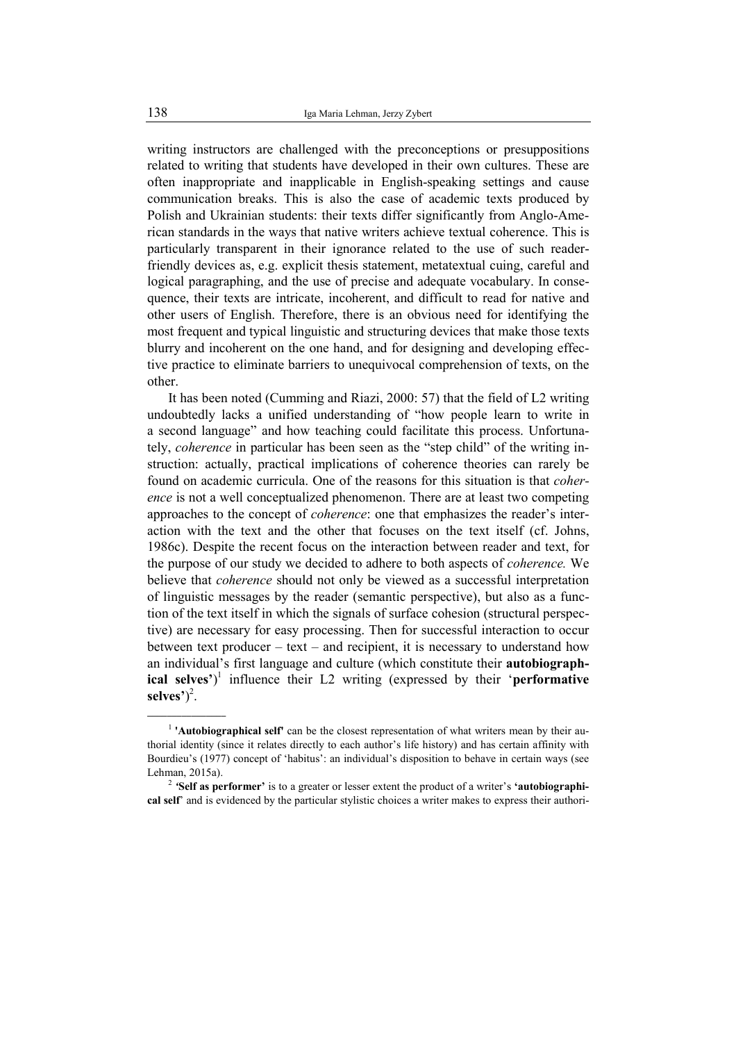writing instructors are challenged with the preconceptions or presuppositions related to writing that students have developed in their own cultures. These are often inappropriate and inapplicable in English-speaking settings and cause communication breaks. This is also the case of academic texts produced by Polish and Ukrainian students: their texts differ significantly from Anglo-American standards in the ways that native writers achieve textual coherence. This is particularly transparent in their ignorance related to the use of such reader-friendly devices as, e.g. explicit thesis statement, metatextual cuing, careful and logical paragraphing, and the use of precise and adequate vocabulary. In consequence, their texts are intricate, incoherent, and difficult to read for native and other users of English. Therefore, there is an obvious need for identifying the most frequent and typical linguistic and structuring devices that make those texts blurry and incoherent on the one hand, and for designing and developing effective practice to eliminate barriers to unequivocal comprehension of texts, on the other.

It has been noted (Cumming and Riazi, 2000: 57) that the field of L2 writing undoubtedly lacks a unified understanding of "how people learn to write in a second language" and how teaching could facilitate this process. Unfortunately, *coherence* in particular has been seen as the "step child" of the writing instruction: actually, practical implications of coherence theories can rarely be found on academic curricula. One of the reasons for this situation is that *coherence* is not a well conceptualized phenomenon. There are at least two competing approaches to the concept of *coherence*: one that emphasizes the reader's interaction with the text and the other that focuses on the text itself (cf. Johns, 1986c). Despite the recent focus on the interaction between reader and text, for the purpose of our study we decided to adhere to both aspects of *coherence.* We believe that *coherence* should not only be viewed as a successful interpretation of linguistic messages by the reader (semantic perspective), but also as a function of the text itself in which the signals of surface cohesion (structural perspective) are necessary for easy processing. Then for successful interaction to occur between text producer – text – and recipient, it is necessary to understand how an individual's first language and culture (which constitute their **autobiographical selves'**)[1] influence their L2 writing (expressed by their '**performative selves'**)[2].

---

[1] **'Autobiographical self'** can be the closest representation of what writers mean by their authorial identity (since it relates directly to each author's life history) and has certain affinity with Bourdieu's (1977) concept of 'habitus': an individual's disposition to behave in certain ways (see Lehman, 2015a).

[2] **'Self as performer'** is to a greater or lesser extent the product of a writer's **'autobiographical self'** and is evidenced by the particular stylistic choices a writer makes to express their authori-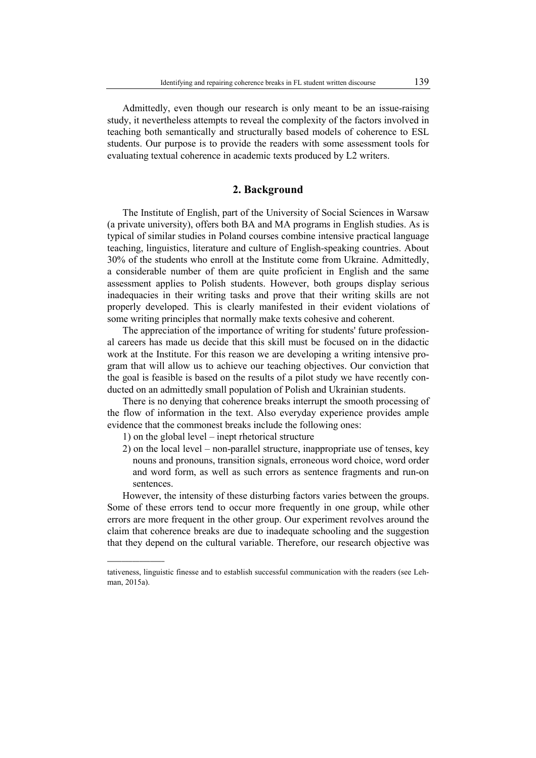Admittedly, even though our research is only meant to be an issue-raising study, it nevertheless attempts to reveal the complexity of the factors involved in teaching both semantically and structurally based models of coherence to ESL students. Our purpose is to provide the readers with some assessment tools for evaluating textual coherence in academic texts produced by L2 writers.

## 2. Background

The Institute of English, part of the University of Social Sciences in Warsaw (a private university), offers both BA and MA programs in English studies. As is typical of similar studies in Poland courses combine intensive practical language teaching, linguistics, literature and culture of English-speaking countries. About 30% of the students who enroll at the Institute come from Ukraine. Admittedly, a considerable number of them are quite proficient in English and the same assessment applies to Polish students. However, both groups display serious inadequacies in their writing tasks and prove that their writing skills are not properly developed. This is clearly manifested in their evident violations of some writing principles that normally make texts cohesive and coherent.

The appreciation of the importance of writing for students' future professional careers has made us decide that this skill must be focused on in the didactic work at the Institute. For this reason we are developing a writing intensive program that will allow us to achieve our teaching objectives. Our conviction that the goal is feasible is based on the results of a pilot study we have recently conducted on an admittedly small population of Polish and Ukrainian students.

There is no denying that coherence breaks interrupt the smooth processing of the flow of information in the text. Also everyday experience provides ample evidence that the commonest breaks include the following ones:

1) on the global level – inept rhetorical structure
2) on the local level – non-parallel structure, inappropriate use of tenses, key nouns and pronouns, transition signals, erroneous word choice, word order and word form, as well as such errors as sentence fragments and run-on sentences.

However, the intensity of these disturbing factors varies between the groups. Some of these errors tend to occur more frequently in one group, while other errors are more frequent in the other group. Our experiment revolves around the claim that coherence breaks are due to inadequate schooling and the suggestion that they depend on the cultural variable. Therefore, our research objective was

---

tativeness, linguistic finesse and to establish successful communication with the readers (see Lehman, 2015a).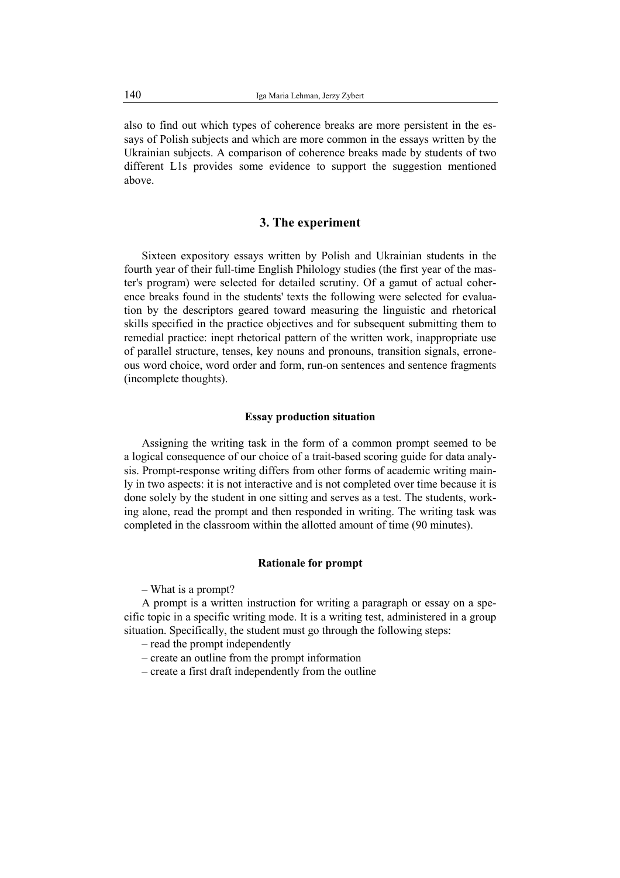also to find out which types of coherence breaks are more persistent in the essays of Polish subjects and which are more common in the essays written by the Ukrainian subjects. A comparison of coherence breaks made by students of two different L1s provides some evidence to support the suggestion mentioned above.

## 3. The experiment

Sixteen expository essays written by Polish and Ukrainian students in the fourth year of their full-time English Philology studies (the first year of the master's program) were selected for detailed scrutiny. Of a gamut of actual coherence breaks found in the students' texts the following were selected for evaluation by the descriptors geared toward measuring the linguistic and rhetorical skills specified in the practice objectives and for subsequent submitting them to remedial practice: inept rhetorical pattern of the written work, inappropriate use of parallel structure, tenses, key nouns and pronouns, transition signals, erroneous word choice, word order and form, run-on sentences and sentence fragments (incomplete thoughts).

### Essay production situation

Assigning the writing task in the form of a common prompt seemed to be a logical consequence of our choice of a trait-based scoring guide for data analysis. Prompt-response writing differs from other forms of academic writing mainly in two aspects: it is not interactive and is not completed over time because it is done solely by the student in one sitting and serves as a test. The students, working alone, read the prompt and then responded in writing. The writing task was completed in the classroom within the allotted amount of time (90 minutes).

### Rationale for prompt

– What is a prompt?

A prompt is a written instruction for writing a paragraph or essay on a specific topic in a specific writing mode. It is a writing test, administered in a group situation. Specifically, the student must go through the following steps:

– read the prompt independently

– create an outline from the prompt information

– create a first draft independently from the outline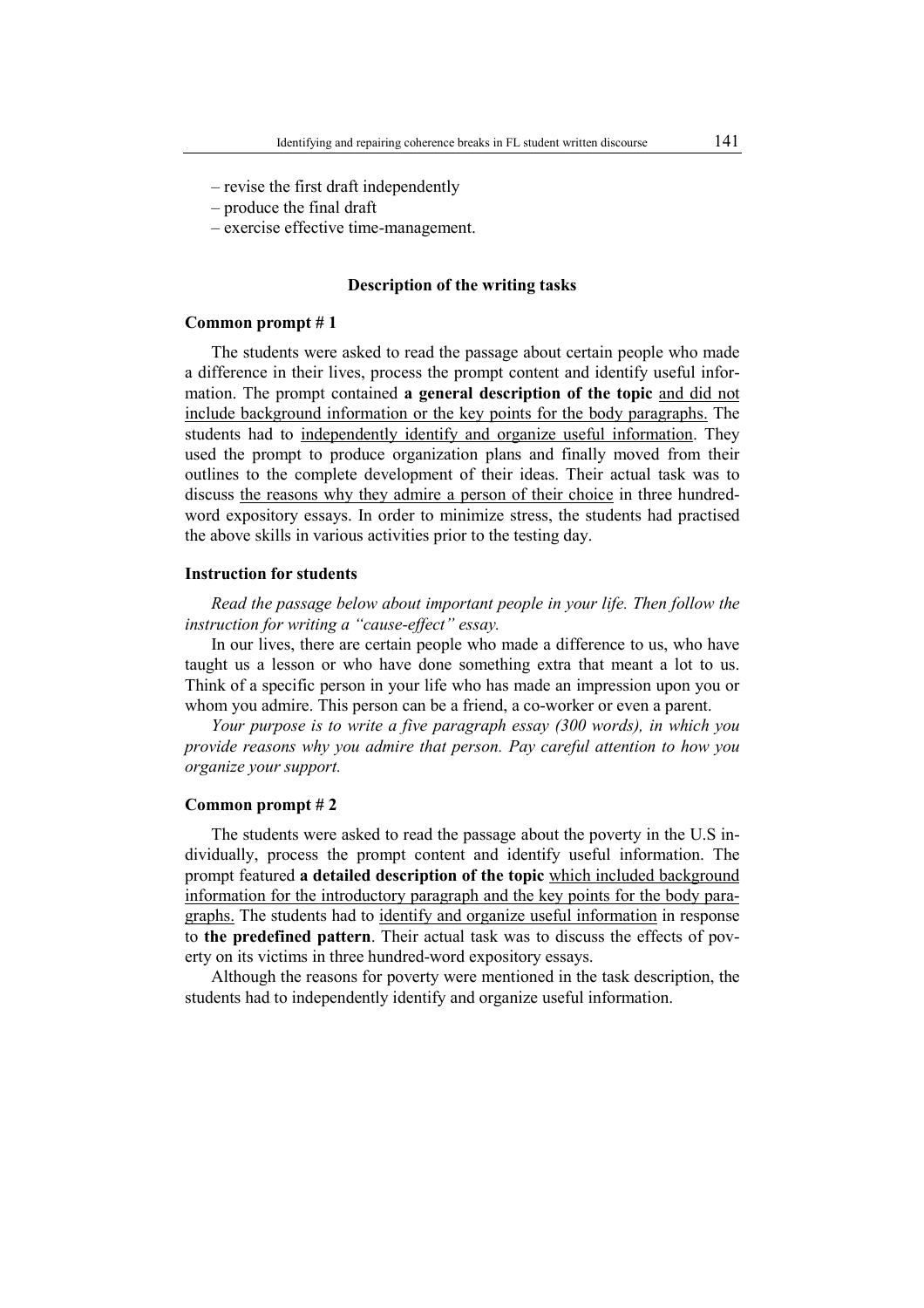– revise the first draft independently
– produce the final draft
– exercise effective time-management.

### Description of the writing tasks

#### Common prompt # 1

The students were asked to read the passage about certain people who made a difference in their lives, process the prompt content and identify useful information. The prompt contained **a general description of the topic** <u>and did not include background information or the key points for the body paragraphs.</u> The students had to <u>independently identify and organize useful information</u>. They used the prompt to produce organization plans and finally moved from their outlines to the complete development of their ideas. Their actual task was to discuss <u>the reasons why they admire a person of their choice</u> in three hundred-word expository essays. In order to minimize stress, the students had practised the above skills in various activities prior to the testing day.

#### Instruction for students

*Read the passage below about important people in your life. Then follow the instruction for writing a "cause-effect" essay.*

In our lives, there are certain people who made a difference to us, who have taught us a lesson or who have done something extra that meant a lot to us. Think of a specific person in your life who has made an impression upon you or whom you admire. This person can be a friend, a co-worker or even a parent.

*Your purpose is to write a five paragraph essay (300 words), in which you provide reasons why you admire that person. Pay careful attention to how you organize your support.*

#### Common prompt # 2

The students were asked to read the passage about the poverty in the U.S individually, process the prompt content and identify useful information. The prompt featured **a detailed description of the topic** <u>which included background information for the introductory paragraph and the key points for the body paragraphs.</u> The students had to <u>identify and organize useful information</u> in response to **the predefined pattern**. Their actual task was to discuss the effects of poverty on its victims in three hundred-word expository essays.

Although the reasons for poverty were mentioned in the task description, the students had to independently identify and organize useful information.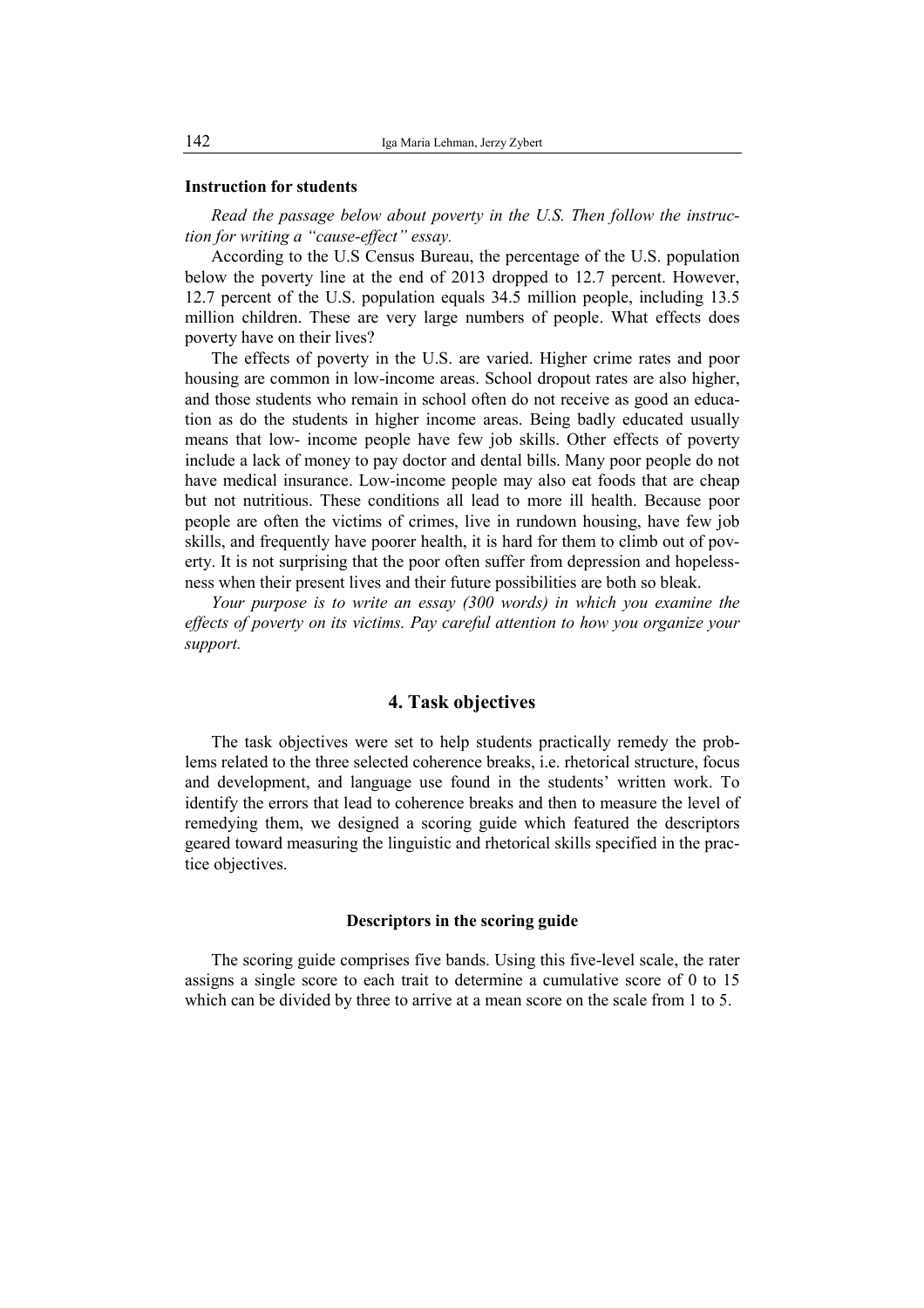**Instruction for students**

*Read the passage below about poverty in the U.S. Then follow the instruction for writing a "cause-effect" essay.*

According to the U.S Census Bureau, the percentage of the U.S. population below the poverty line at the end of 2013 dropped to 12.7 percent. However, 12.7 percent of the U.S. population equals 34.5 million people, including 13.5 million children. These are very large numbers of people. What effects does poverty have on their lives?

The effects of poverty in the U.S. are varied. Higher crime rates and poor housing are common in low-income areas. School dropout rates are also higher, and those students who remain in school often do not receive as good an education as do the students in higher income areas. Being badly educated usually means that low- income people have few job skills. Other effects of poverty include a lack of money to pay doctor and dental bills. Many poor people do not have medical insurance. Low-income people may also eat foods that are cheap but not nutritious. These conditions all lead to more ill health. Because poor people are often the victims of crimes, live in rundown housing, have few job skills, and frequently have poorer health, it is hard for them to climb out of poverty. It is not surprising that the poor often suffer from depression and hopelessness when their present lives and their future possibilities are both so bleak.

*Your purpose is to write an essay (300 words) in which you examine the effects of poverty on its victims. Pay careful attention to how you organize your support.*

## 4. Task objectives

The task objectives were set to help students practically remedy the problems related to the three selected coherence breaks, i.e. rhetorical structure, focus and development, and language use found in the students' written work. To identify the errors that lead to coherence breaks and then to measure the level of remedying them, we designed a scoring guide which featured the descriptors geared toward measuring the linguistic and rhetorical skills specified in the practice objectives.

### Descriptors in the scoring guide

The scoring guide comprises five bands. Using this five-level scale, the rater assigns a single score to each trait to determine a cumulative score of 0 to 15 which can be divided by three to arrive at a mean score on the scale from 1 to 5.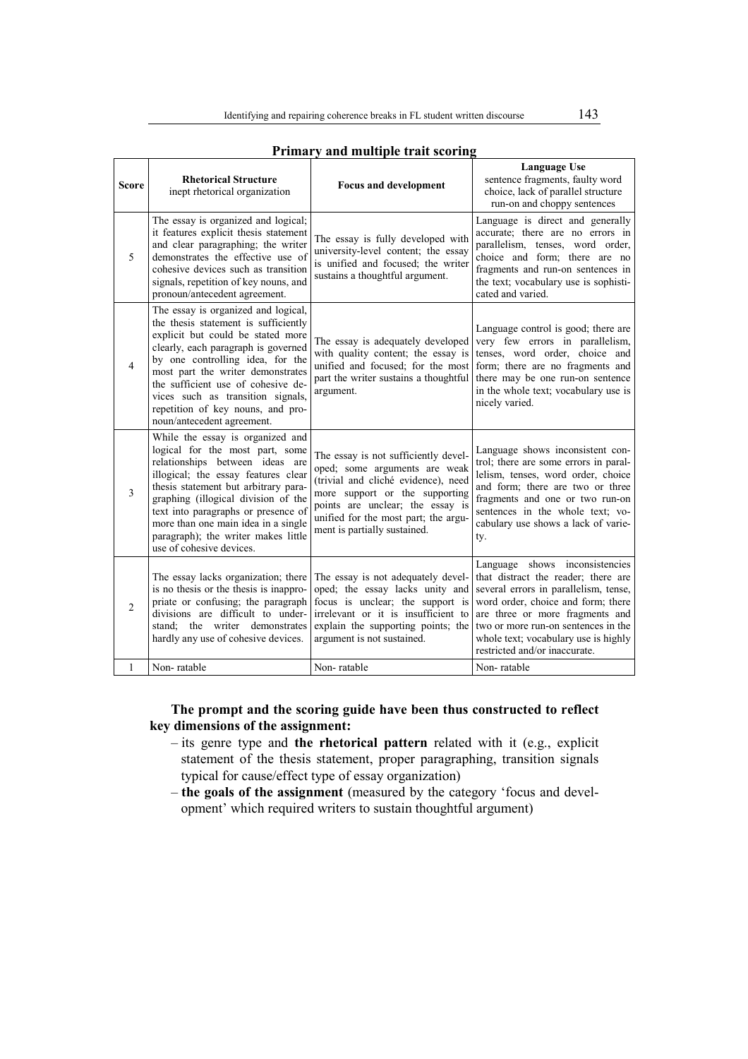**Primary and multiple trait scoring**

| Score | Rhetorical Structure<br>inept rhetorical organization | Focus and development | Language Use<br>sentence fragments, faulty word choice, lack of parallel structure run-on and choppy sentences |
|---|---|---|---|
| 5 | The essay is organized and logical; it features explicit thesis statement and clear paragraphing; the writer demonstrates the effective use of cohesive devices such as transition signals, repetition of key nouns, and pronoun/antecedent agreement. | The essay is fully developed with university-level content; the essay is unified and focused; the writer sustains a thoughtful argument. | Language is direct and generally accurate; there are no errors in parallelism, tenses, word order, choice and form; there are no fragments and run-on sentences in the text; vocabulary use is sophisticated and varied. |
| 4 | The essay is organized and logical, the thesis statement is sufficiently explicit but could be stated more clearly, each paragraph is governed by one controlling idea, for the most part the writer demonstrates the sufficient use of cohesive devices such as transition signals, repetition of key nouns, and pronoun/antecedent agreement. | The essay is adequately developed with quality content; the essay is unified and focused; for the most part the writer sustains a thoughtful argument. | Language control is good; there are very few errors in parallelism, tenses, word order, choice and form; there are no fragments and there may be one run-on sentence in the whole text; vocabulary use is nicely varied. |
| 3 | While the essay is organized and logical for the most part, some relationships between ideas are illogical; the essay features clear thesis statement but arbitrary paragraphing (illogical division of the text into paragraphs or presence of more than one main idea in a single paragraph); the writer makes little use of cohesive devices. | The essay is not sufficiently developed; some arguments are weak (trivial and cliché evidence), need more support or the supporting points are unclear; the essay is unified for the most part; the argument is partially sustained. | Language shows inconsistent control; there are some errors in parallelism, tenses, word order, choice and form; there are two or three fragments and one or two run-on sentences in the whole text; vocabulary use shows a lack of variety. |
| 2 | The essay lacks organization; there is no thesis or the thesis is inappropriate or confusing; the paragraph divisions are difficult to understand; the writer demonstrates hardly any use of cohesive devices. | The essay is not adequately developed; the essay lacks unity and focus is unclear; the support is irrelevant or it is insufficient to explain the supporting points; the argument is not sustained. | Language shows inconsistencies that distract the reader; there are several errors in parallelism, tense, word order, choice and form; there are three or more fragments and two or more run-on sentences in the whole text; vocabulary use is highly restricted and/or inaccurate. |
| 1 | Non- ratable | Non- ratable | Non- ratable |

**The prompt and the scoring guide have been thus constructed to reflect key dimensions of the assignment:**

- its genre type and **the rhetorical pattern** related with it (e.g., explicit statement of the thesis statement, proper paragraphing, transition signals typical for cause/effect type of essay organization)
- **the goals of the assignment** (measured by the category 'focus and development' which required writers to sustain thoughtful argument)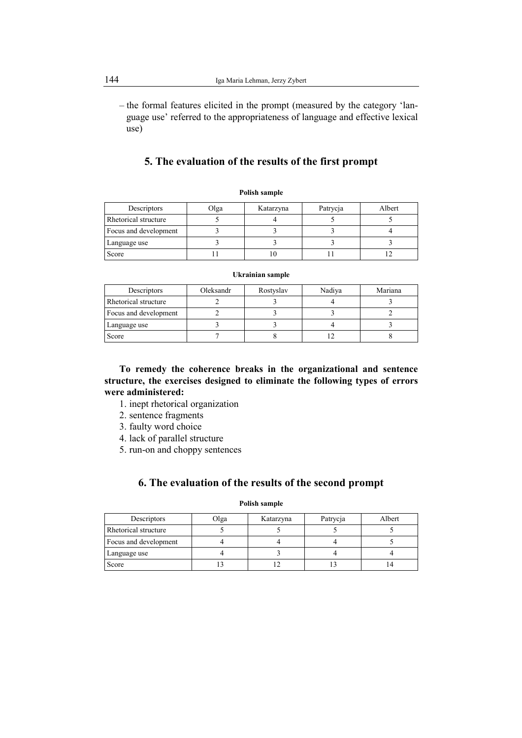– the formal features elicited in the prompt (measured by the category 'language use' referred to the appropriateness of language and effective lexical use)

## 5. The evaluation of the results of the first prompt

**Polish sample**

| Descriptors | Olga | Katarzyna | Patrycja | Albert |
|---|---|---|---|---|
| Rhetorical structure | 5 | 4 | 5 | 5 |
| Focus and development | 3 | 3 | 3 | 4 |
| Language use | 3 | 3 | 3 | 3 |
| Score | 11 | 10 | 11 | 12 |

**Ukrainian sample**

| Descriptors | Oleksandr | Rostyslav | Nadiya | Mariana |
|---|---|---|---|---|
| Rhetorical structure | 2 | 3 | 4 | 3 |
| Focus and development | 2 | 3 | 3 | 2 |
| Language use | 3 | 3 | 4 | 3 |
| Score | 7 | 8 | 12 | 8 |

**To remedy the coherence breaks in the organizational and sentence structure, the exercises designed to eliminate the following types of errors were administered:**

1. inept rhetorical organization
2. sentence fragments
3. faulty word choice
4. lack of parallel structure
5. run-on and choppy sentences

## 6. The evaluation of the results of the second prompt

**Polish sample**

| Descriptors | Olga | Katarzyna | Patrycja | Albert |
|---|---|---|---|---|
| Rhetorical structure | 5 | 5 | 5 | 5 |
| Focus and development | 4 | 4 | 4 | 5 |
| Language use | 4 | 3 | 4 | 4 |
| Score | 13 | 12 | 13 | 14 |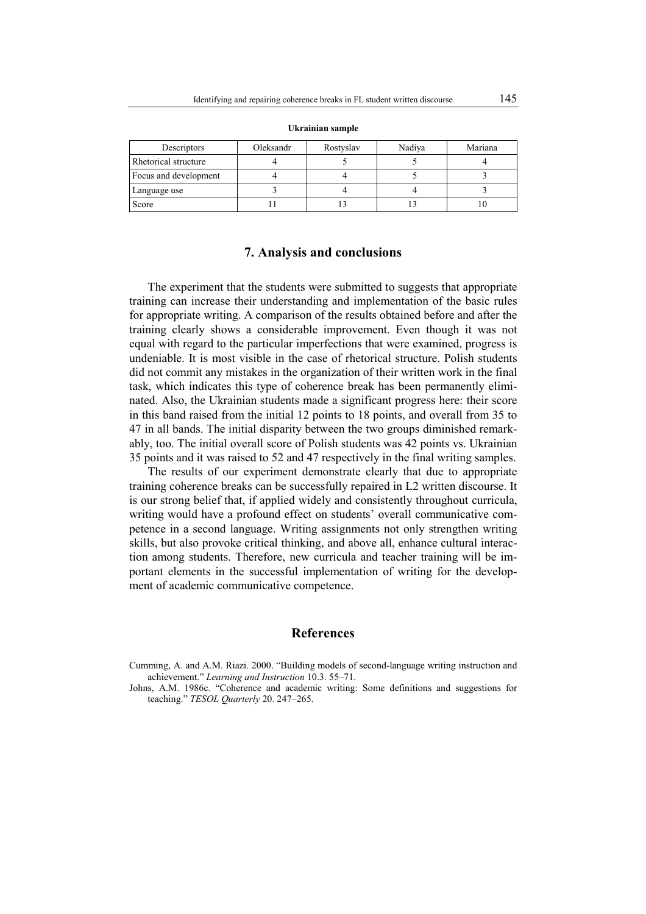**Ukrainian sample**

| Descriptors | Oleksandr | Rostyslav | Nadiya | Mariana |
|---|---|---|---|---|
| Rhetorical structure | 4 | 5 | 5 | 4 |
| Focus and development | 4 | 4 | 5 | 3 |
| Language use | 3 | 4 | 4 | 3 |
| Score | 11 | 13 | 13 | 10 |

## 7. Analysis and conclusions

The experiment that the students were submitted to suggests that appropriate training can increase their understanding and implementation of the basic rules for appropriate writing. A comparison of the results obtained before and after the training clearly shows a considerable improvement. Even though it was not equal with regard to the particular imperfections that were examined, progress is undeniable. It is most visible in the case of rhetorical structure. Polish students did not commit any mistakes in the organization of their written work in the final task, which indicates this type of coherence break has been permanently eliminated. Also, the Ukrainian students made a significant progress here: their score in this band raised from the initial 12 points to 18 points, and overall from 35 to 47 in all bands. The initial disparity between the two groups diminished remarkably, too. The initial overall score of Polish students was 42 points vs. Ukrainian 35 points and it was raised to 52 and 47 respectively in the final writing samples.

The results of our experiment demonstrate clearly that due to appropriate training coherence breaks can be successfully repaired in L2 written discourse. It is our strong belief that, if applied widely and consistently throughout curricula, writing would have a profound effect on students' overall communicative competence in a second language. Writing assignments not only strengthen writing skills, but also provoke critical thinking, and above all, enhance cultural interaction among students. Therefore, new curricula and teacher training will be important elements in the successful implementation of writing for the development of academic communicative competence.

## References

Cumming, A. and A.M. Riazi. 2000. "Building models of second-language writing instruction and achievement." *Learning and Instruction* 10.3. 55–71.

Johns, A.M. 1986c. "Coherence and academic writing: Some definitions and suggestions for teaching." *TESOL Quarterly* 20. 247–265.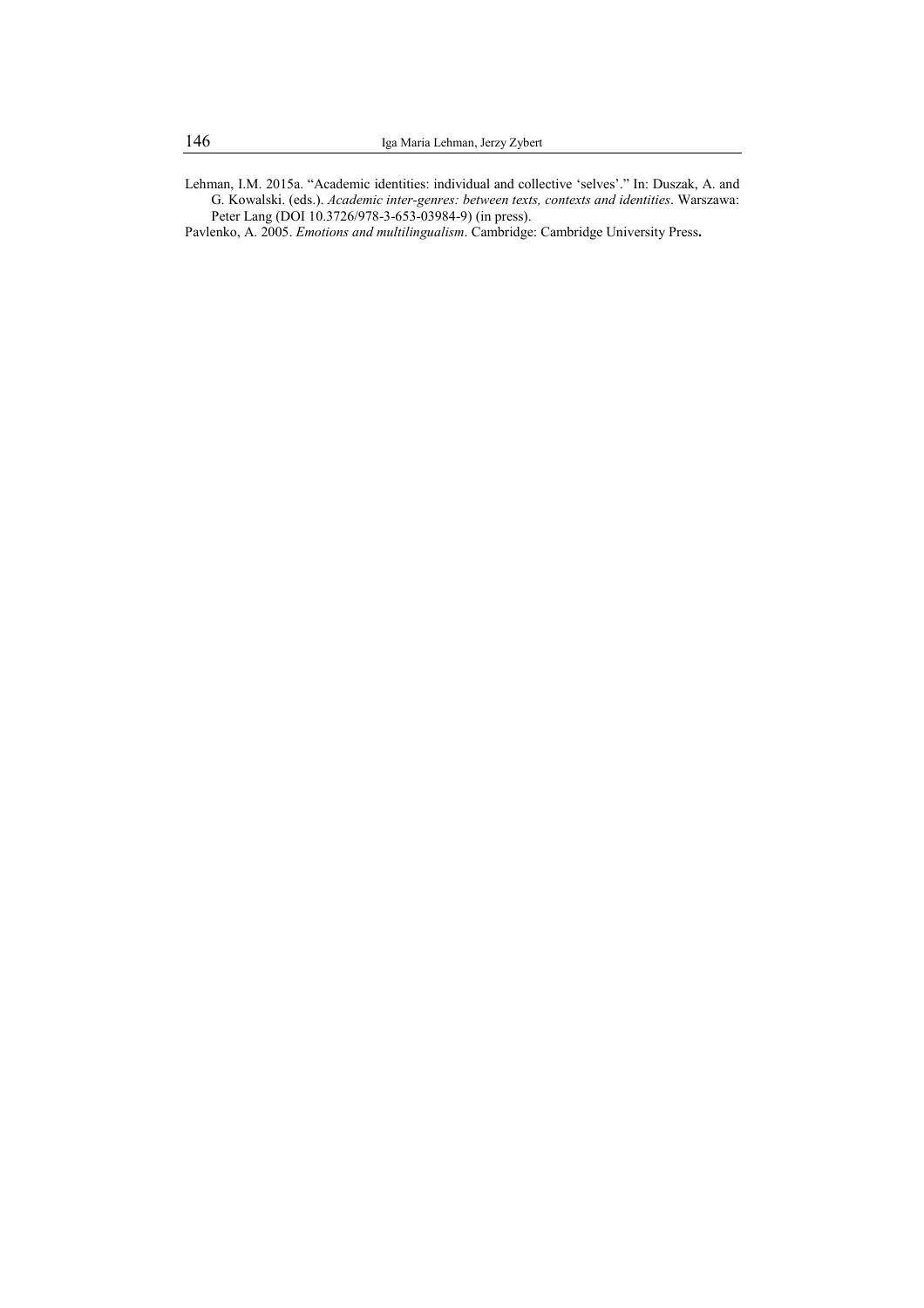Lehman, I.M. 2015a. "Academic identities: individual and collective 'selves'." In: Duszak, A. and G. Kowalski. (eds.). *Academic inter-genres: between texts, contexts and identities*. Warszawa: Peter Lang (DOI 10.3726/978-3-653-03984-9) (in press).

Pavlenko, A. 2005. *Emotions and multilingualism*. Cambridge: Cambridge University Press**.**